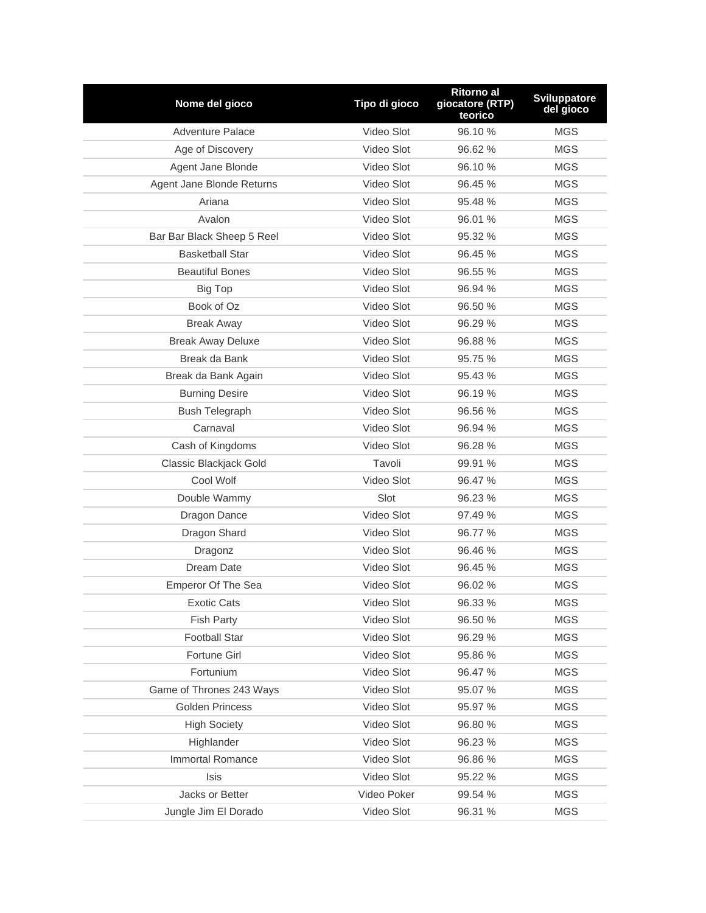| Nome del gioco | Tipo di gioco | Ritorno al giocatore (RTP) teorico | Sviluppatore del gioco |
|---|---|---|---|
| Adventure Palace | Video Slot | 96.10 % | MGS |
| Age of Discovery | Video Slot | 96.62 % | MGS |
| Agent Jane Blonde | Video Slot | 96.10 % | MGS |
| Agent Jane Blonde Returns | Video Slot | 96.45 % | MGS |
| Ariana | Video Slot | 95.48 % | MGS |
| Avalon | Video Slot | 96.01 % | MGS |
| Bar Bar Black Sheep 5 Reel | Video Slot | 95.32 % | MGS |
| Basketball Star | Video Slot | 96.45 % | MGS |
| Beautiful Bones | Video Slot | 96.55 % | MGS |
| Big Top | Video Slot | 96.94 % | MGS |
| Book of Oz | Video Slot | 96.50 % | MGS |
| Break Away | Video Slot | 96.29 % | MGS |
| Break Away Deluxe | Video Slot | 96.88 % | MGS |
| Break da Bank | Video Slot | 95.75 % | MGS |
| Break da Bank Again | Video Slot | 95.43 % | MGS |
| Burning Desire | Video Slot | 96.19 % | MGS |
| Bush Telegraph | Video Slot | 96.56 % | MGS |
| Carnaval | Video Slot | 96.94 % | MGS |
| Cash of Kingdoms | Video Slot | 96.28 % | MGS |
| Classic Blackjack Gold | Tavoli | 99.91 % | MGS |
| Cool Wolf | Video Slot | 96.47 % | MGS |
| Double Wammy | Slot | 96.23 % | MGS |
| Dragon Dance | Video Slot | 97.49 % | MGS |
| Dragon Shard | Video Slot | 96.77 % | MGS |
| Dragonz | Video Slot | 96.46 % | MGS |
| Dream Date | Video Slot | 96.45 % | MGS |
| Emperor Of The Sea | Video Slot | 96.02 % | MGS |
| Exotic Cats | Video Slot | 96.33 % | MGS |
| Fish Party | Video Slot | 96.50 % | MGS |
| Football Star | Video Slot | 96.29 % | MGS |
| Fortune Girl | Video Slot | 95.86 % | MGS |
| Fortunium | Video Slot | 96.47 % | MGS |
| Game of Thrones 243 Ways | Video Slot | 95.07 % | MGS |
| Golden Princess | Video Slot | 95.97 % | MGS |
| High Society | Video Slot | 96.80 % | MGS |
| Highlander | Video Slot | 96.23 % | MGS |
| Immortal Romance | Video Slot | 96.86 % | MGS |
| Isis | Video Slot | 95.22 % | MGS |
| Jacks or Better | Video Poker | 99.54 % | MGS |
| Jungle Jim El Dorado | Video Slot | 96.31 % | MGS |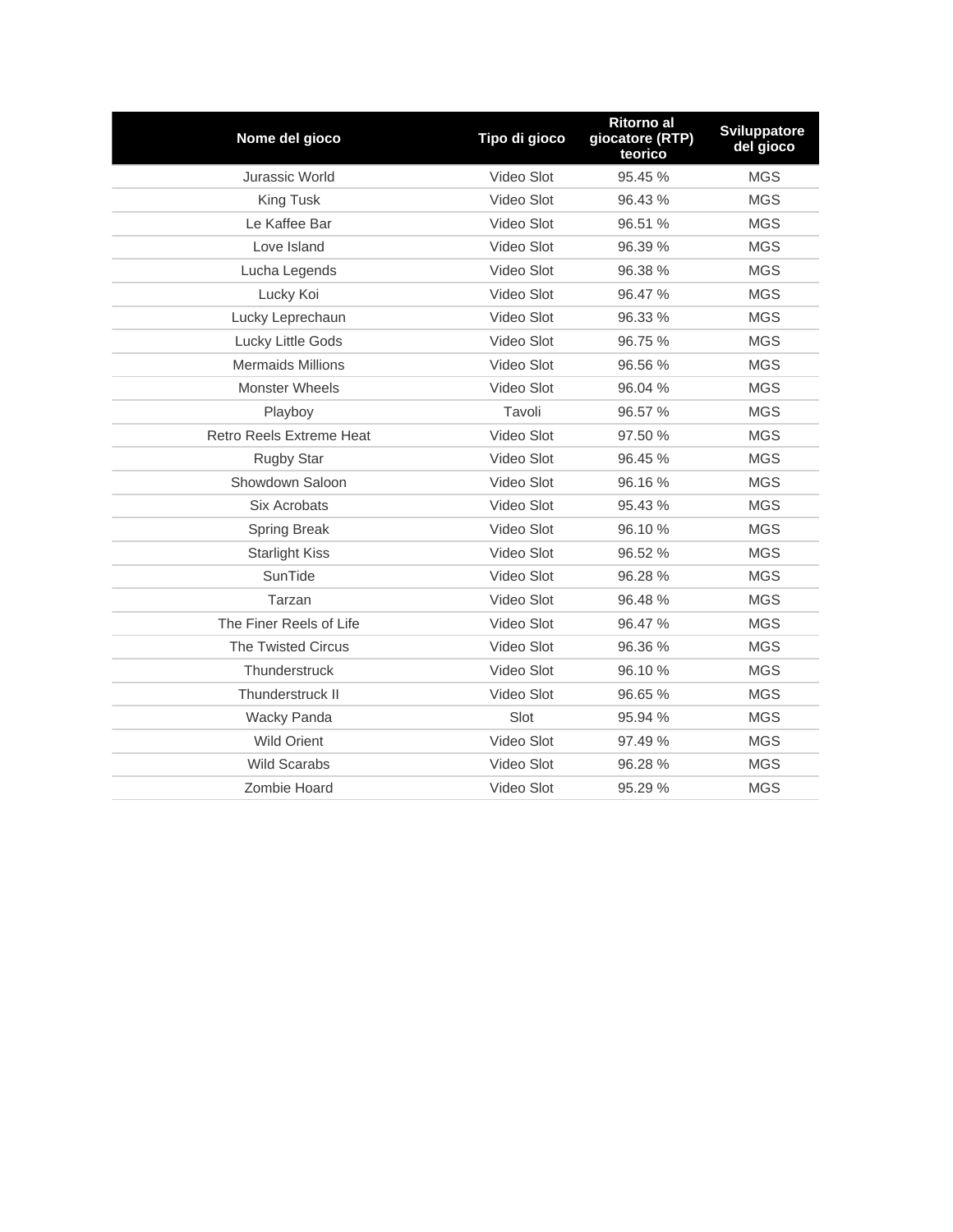| Nome del gioco | Tipo di gioco | Ritorno al giocatore (RTP) teorico | Sviluppatore del gioco |
|---|---|---|---|
| Jurassic World | Video Slot | 95.45 % | MGS |
| King Tusk | Video Slot | 96.43 % | MGS |
| Le Kaffee Bar | Video Slot | 96.51 % | MGS |
| Love Island | Video Slot | 96.39 % | MGS |
| Lucha Legends | Video Slot | 96.38 % | MGS |
| Lucky Koi | Video Slot | 96.47 % | MGS |
| Lucky Leprechaun | Video Slot | 96.33 % | MGS |
| Lucky Little Gods | Video Slot | 96.75 % | MGS |
| Mermaids Millions | Video Slot | 96.56 % | MGS |
| Monster Wheels | Video Slot | 96.04 % | MGS |
| Playboy | Tavoli | 96.57 % | MGS |
| Retro Reels Extreme Heat | Video Slot | 97.50 % | MGS |
| Rugby Star | Video Slot | 96.45 % | MGS |
| Showdown Saloon | Video Slot | 96.16 % | MGS |
| Six Acrobats | Video Slot | 95.43 % | MGS |
| Spring Break | Video Slot | 96.10 % | MGS |
| Starlight Kiss | Video Slot | 96.52 % | MGS |
| SunTide | Video Slot | 96.28 % | MGS |
| Tarzan | Video Slot | 96.48 % | MGS |
| The Finer Reels of Life | Video Slot | 96.47 % | MGS |
| The Twisted Circus | Video Slot | 96.36 % | MGS |
| Thunderstruck | Video Slot | 96.10 % | MGS |
| Thunderstruck II | Video Slot | 96.65 % | MGS |
| Wacky Panda | Slot | 95.94 % | MGS |
| Wild Orient | Video Slot | 97.49 % | MGS |
| Wild Scarabs | Video Slot | 96.28 % | MGS |
| Zombie Hoard | Video Slot | 95.29 % | MGS |